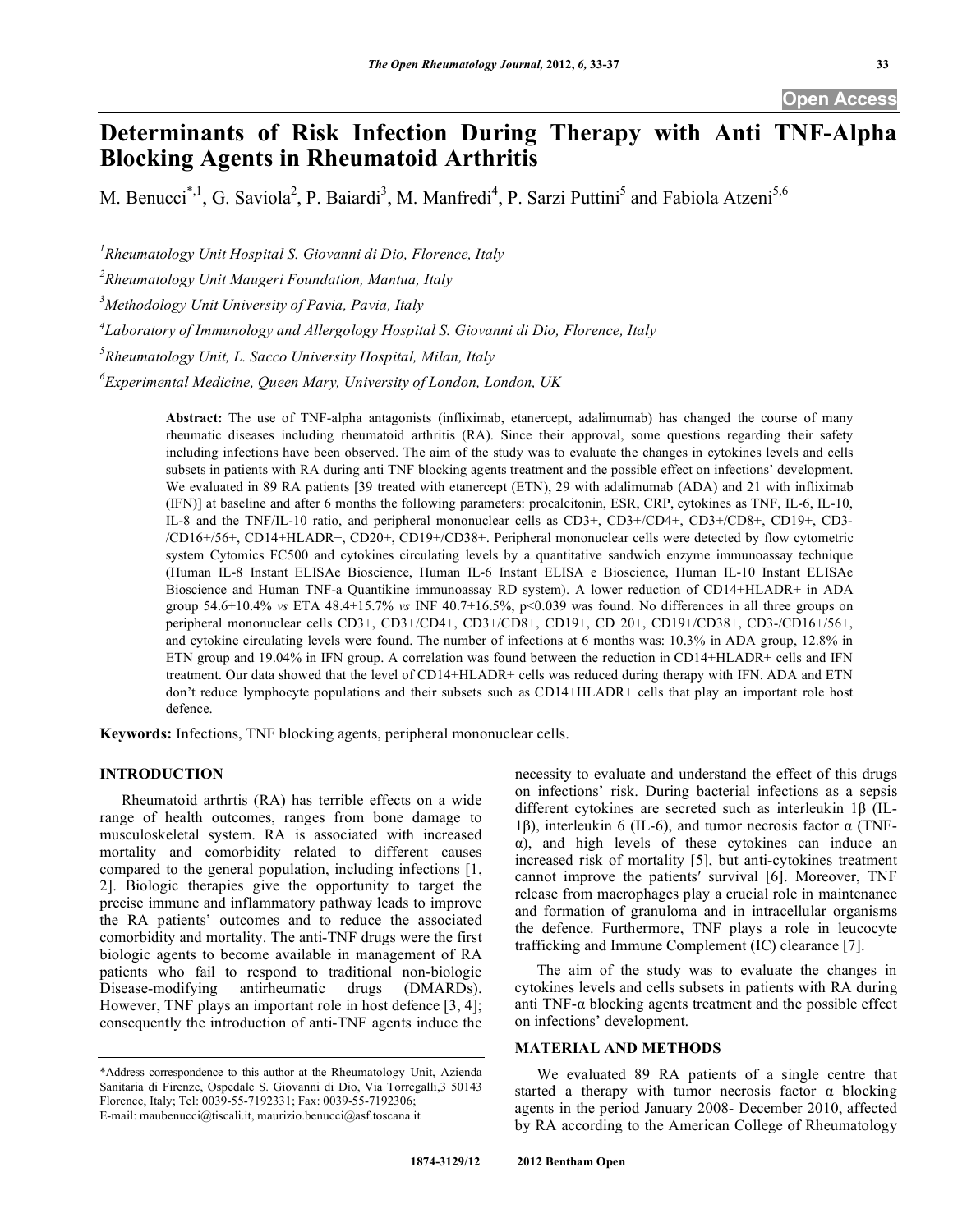# Determinants of Risk Infection During Therapy with Anti TNF-Alpha Blocking Agents in Rheumatoid Arthritis

M. Benucci*[,1], G. Saviola[2], P. Baiardi[3], M. Manfredi[4], P. Sarzi Puttini[5] and Fabiola Atzeni[5,6]

[1]*Rheumatology Unit Hospital S. Giovanni di Dio, Florence, Italy*

[2]*Rheumatology Unit Maugeri Foundation, Mantua, Italy*

[3]*Methodology Unit University of Pavia, Pavia, Italy*

[4]*Laboratory of Immunology and Allergology Hospital S. Giovanni di Dio, Florence, Italy*

[5]*Rheumatology Unit, L. Sacco University Hospital, Milan, Italy*

[6]*Experimental Medicine, Queen Mary, University of London, London, UK*

**Abstract:** The use of TNF-alpha antagonists (infliximab, etanercept, adalimumab) has changed the course of many rheumatic diseases including rheumatoid arthritis (RA). Since their approval, some questions regarding their safety including infections have been observed. The aim of the study was to evaluate the changes in cytokines levels and cells subsets in patients with RA during anti TNF blocking agents treatment and the possible effect on infections' development. We evaluated in 89 RA patients [39 treated with etanercept (ETN), 29 with adalimumab (ADA) and 21 with infliximab (IFN)] at baseline and after 6 months the following parameters: procalcitonin, ESR, CRP, cytokines as TNF, IL-6, IL-10, IL-8 and the TNF/IL-10 ratio, and peripheral mononuclear cells as CD3+, CD3+/CD4+, CD3+/CD8+, CD19+, CD3-/CD16+/56+, CD14+HLADR+, CD20+, CD19+/CD38+. Peripheral mononuclear cells were detected by flow cytometric system Cytomics FC500 and cytokines circulating levels by a quantitative sandwich enzyme immunoassay technique (Human IL-8 Instant ELISAe Bioscience, Human IL-6 Instant ELISA e Bioscience, Human IL-10 Instant ELISAe Bioscience and Human TNF-a Quantikine immunoassay RD system). A lower reduction of CD14+HLADR+ in ADA group 54.6±10.4% *vs* ETA 48.4±15.7% *vs* INF 40.7±16.5%, $p<0.039$ was found. No differences in all three groups on peripheral mononuclear cells CD3+, CD3+/CD4+, CD3+/CD8+, CD19+, CD 20+, CD19+/CD38+, CD3-/CD16+/56+, and cytokine circulating levels were found. The number of infections at 6 months was: 10.3% in ADA group, 12.8% in ETN group and 19.04% in IFN group. A correlation was found between the reduction in CD14+HLADR+ cells and IFN treatment. Our data showed that the level of CD14+HLADR+ cells was reduced during therapy with IFN. ADA and ETN don't reduce lymphocyte populations and their subsets such as CD14+HLADR+ cells that play an important role host defence.

**Keywords:** Infections, TNF blocking agents, peripheral mononuclear cells.

## INTRODUCTION

Rheumatoid arthrtis (RA) has terrible effects on a wide range of health outcomes, ranges from bone damage to musculoskeletal system. RA is associated with increased mortality and comorbidity related to different causes compared to the general population, including infections [1, 2]. Biologic therapies give the opportunity to target the precise immune and inflammatory pathway leads to improve the RA patients' outcomes and to reduce the associated comorbidity and mortality. The anti-TNF drugs were the first biologic agents to become available in management of RA patients who fail to respond to traditional non-biologic Disease-modifying antirheumatic drugs (DMARDs). However, TNF plays an important role in host defence [3, 4]; consequently the introduction of anti-TNF agents induce the necessity to evaluate and understand the effect of this drugs on infections' risk. During bacterial infections as a sepsis different cytokines are secreted such as interleukin 1β (IL-1β), interleukin 6 (IL-6), and tumor necrosis factor α (TNF-α), and high levels of these cytokines can induce an increased risk of mortality [5], but anti-cytokines treatment cannot improve the patients' survival [6]. Moreover, TNF release from macrophages play a crucial role in maintenance and formation of granuloma and in intracellular organisms the defence. Furthermore, TNF plays a role in leucocyte trafficking and Immune Complement (IC) clearance [7].

The aim of the study was to evaluate the changes in cytokines levels and cells subsets in patients with RA during anti TNF-α blocking agents treatment and the possible effect on infections' development.

## MATERIAL AND METHODS

We evaluated 89 RA patients of a single centre that started a therapy with tumor necrosis factor α blocking agents in the period January 2008- December 2010, affected by RA according to the American College of Rheumatology

*Address correspondence to this author at the Rheumatology Unit, Azienda Sanitaria di Firenze, Ospedale S. Giovanni di Dio, Via Torregalli,3 50143 Florence, Italy; Tel: 0039-55-7192331; Fax: 0039-55-7192306; E-mail: maubenucci@tiscali.it, maurizio.benucci@asf.toscana.it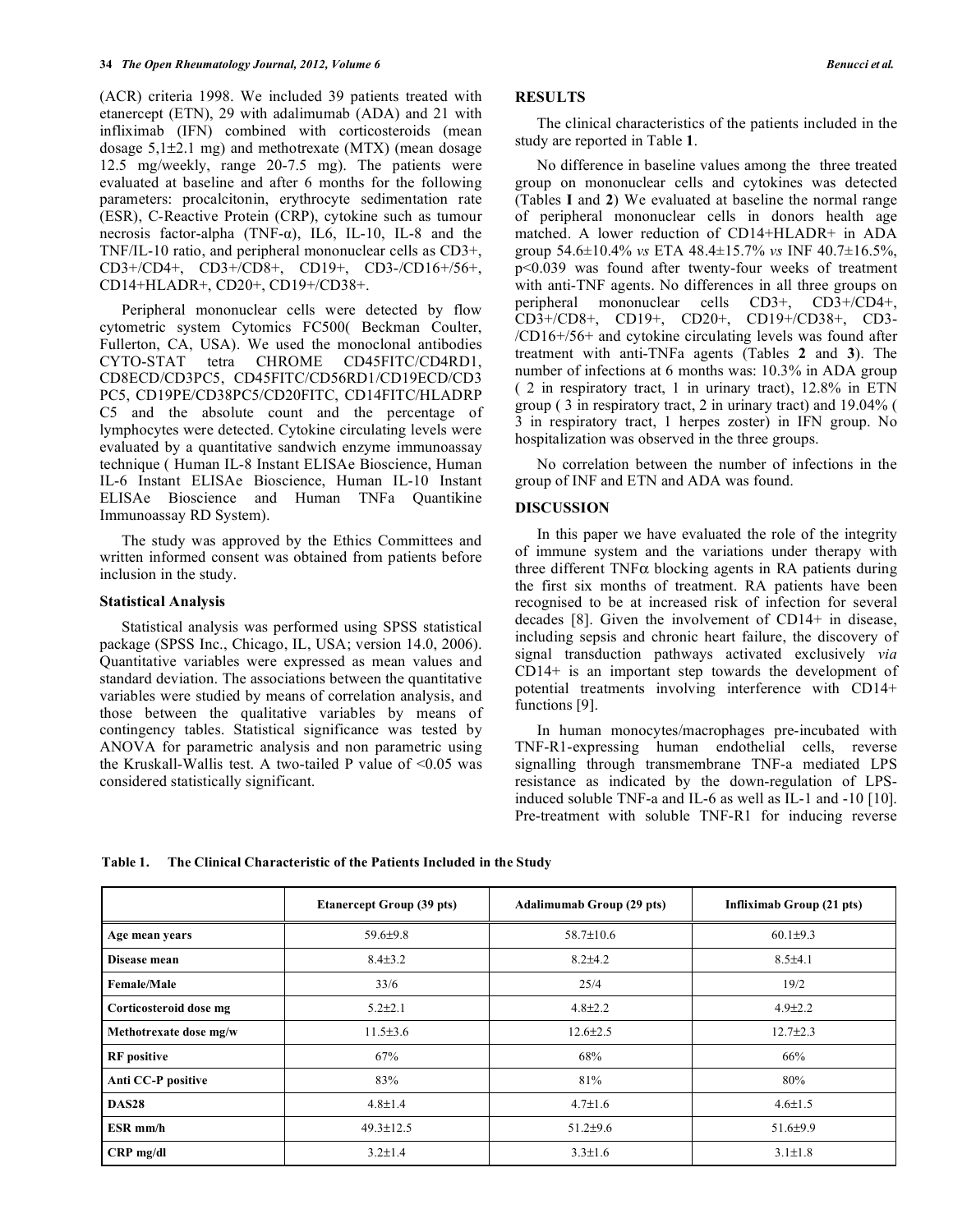(ACR) criteria 1998. We included 39 patients treated with etanercept (ETN), 29 with adalimumab (ADA) and 21 with infliximab (IFN) combined with corticosteroids (mean dosage 5,1±2.1 mg) and methotrexate (MTX) (mean dosage 12.5 mg/weekly, range 20-7.5 mg). The patients were evaluated at baseline and after 6 months for the following parameters: procalcitonin, erythrocyte sedimentation rate (ESR), C-Reactive Protein (CRP), cytokine such as tumour necrosis factor-alpha (TNF-α), IL6, IL-10, IL-8 and the TNF/IL-10 ratio, and peripheral mononuclear cells as CD3+, CD3+/CD4+, CD3+/CD8+, CD19+, CD3-/CD16+/56+, CD14+HLADR+, CD20+, CD19+/CD38+.

Peripheral mononuclear cells were detected by flow cytometric system Cytomics FC500( Beckman Coulter, Fullerton, CA, USA). We used the monoclonal antibodies CYTO-STAT tetra CHROME CD45FITC/CD4RD1, CD8ECD/CD3PC5, CD45FITC/CD56RD1/CD19ECD/CD3 PC5, CD19PE/CD38PC5/CD20FITC, CD14FITC/HLADRP C5 and the absolute count and the percentage of lymphocytes were detected. Cytokine circulating levels were evaluated by a quantitative sandwich enzyme immunoassay technique ( Human IL-8 Instant ELISAe Bioscience, Human IL-6 Instant ELISAe Bioscience, Human IL-10 Instant ELISAe Bioscience and Human TNFa Quantikine Immunoassay RD System).

The study was approved by the Ethics Committees and written informed consent was obtained from patients before inclusion in the study.

### Statistical Analysis

Statistical analysis was performed using SPSS statistical package (SPSS Inc., Chicago, IL, USA; version 14.0, 2006). Quantitative variables were expressed as mean values and standard deviation. The associations between the quantitative variables were studied by means of correlation analysis, and those between the qualitative variables by means of contingency tables. Statistical significance was tested by ANOVA for parametric analysis and non parametric using the Kruskall-Wallis test. A two-tailed P value of <0.05 was considered statistically significant.

## RESULTS

The clinical characteristics of the patients included in the study are reported in Table **1**.

No difference in baseline values among the three treated group on mononuclear cells and cytokines was detected (Tables **I** and **2**) We evaluated at baseline the normal range of peripheral mononuclear cells in donors health age matched. A lower reduction of CD14+HLADR+ in ADA group 54.6±10.4% *vs* ETA 48.4±15.7% *vs* INF 40.7±16.5%, p<0.039 was found after twenty-four weeks of treatment with anti-TNF agents. No differences in all three groups on peripheral mononuclear cells CD3+, CD3+/CD4+, CD3+/CD8+, CD19+, CD20+, CD19+/CD38+, CD3-/CD16+/56+ and cytokine circulating levels was found after treatment with anti-TNFa agents (Tables **2** and **3**). The number of infections at 6 months was: 10.3% in ADA group ( 2 in respiratory tract, 1 in urinary tract), 12.8% in ETN group ( 3 in respiratory tract, 2 in urinary tract) and 19.04% ( 3 in respiratory tract, 1 herpes zoster) in IFN group. No hospitalization was observed in the three groups.

No correlation between the number of infections in the group of INF and ETN and ADA was found.

## DISCUSSION

In this paper we have evaluated the role of the integrity of immune system and the variations under therapy with three different TNFα blocking agents in RA patients during the first six months of treatment. RA patients have been recognised to be at increased risk of infection for several decades [8]. Given the involvement of CD14+ in disease, including sepsis and chronic heart failure, the discovery of signal transduction pathways activated exclusively *via* CD14+ is an important step towards the development of potential treatments involving interference with CD14+ functions [9].

In human monocytes/macrophages pre-incubated with TNF-R1-expressing human endothelial cells, reverse signalling through transmembrane TNF-a mediated LPS resistance as indicated by the down-regulation of LPS-induced soluble TNF-a and IL-6 as well as IL-1 and -10 [10]. Pre-treatment with soluble TNF-R1 for inducing reverse

**Table 1. The Clinical Characteristic of the Patients Included in the Study**

| | Etanercept Group (39 pts) | Adalimumab Group (29 pts) | Infliximab Group (21 pts) |
|---|---|---|---|
| **Age mean years** | 59.6±9.8 | 58.7±10.6 | 60.1±9.3 |
| **Disease mean** | 8.4±3.2 | 8.2±4.2 | 8.5±4.1 |
| **Female/Male** | 33/6 | 25/4 | 19/2 |
| **Corticosteroid dose mg** | 5.2±2.1 | 4.8±2.2 | 4.9±2.2 |
| **Methotrexate dose mg/w** | 11.5±3.6 | 12.6±2.5 | 12.7±2.3 |
| **RF positive** | 67% | 68% | 66% |
| **Anti CC-P positive** | 83% | 81% | 80% |
| **DAS28** | 4.8±1.4 | 4.7±1.6 | 4.6±1.5 |
| **ESR mm/h** | 49.3±12.5 | 51.2±9.6 | 51.6±9.9 |
| **CRP mg/dl** | 3.2±1.4 | 3.3±1.6 | 3.1±1.8 |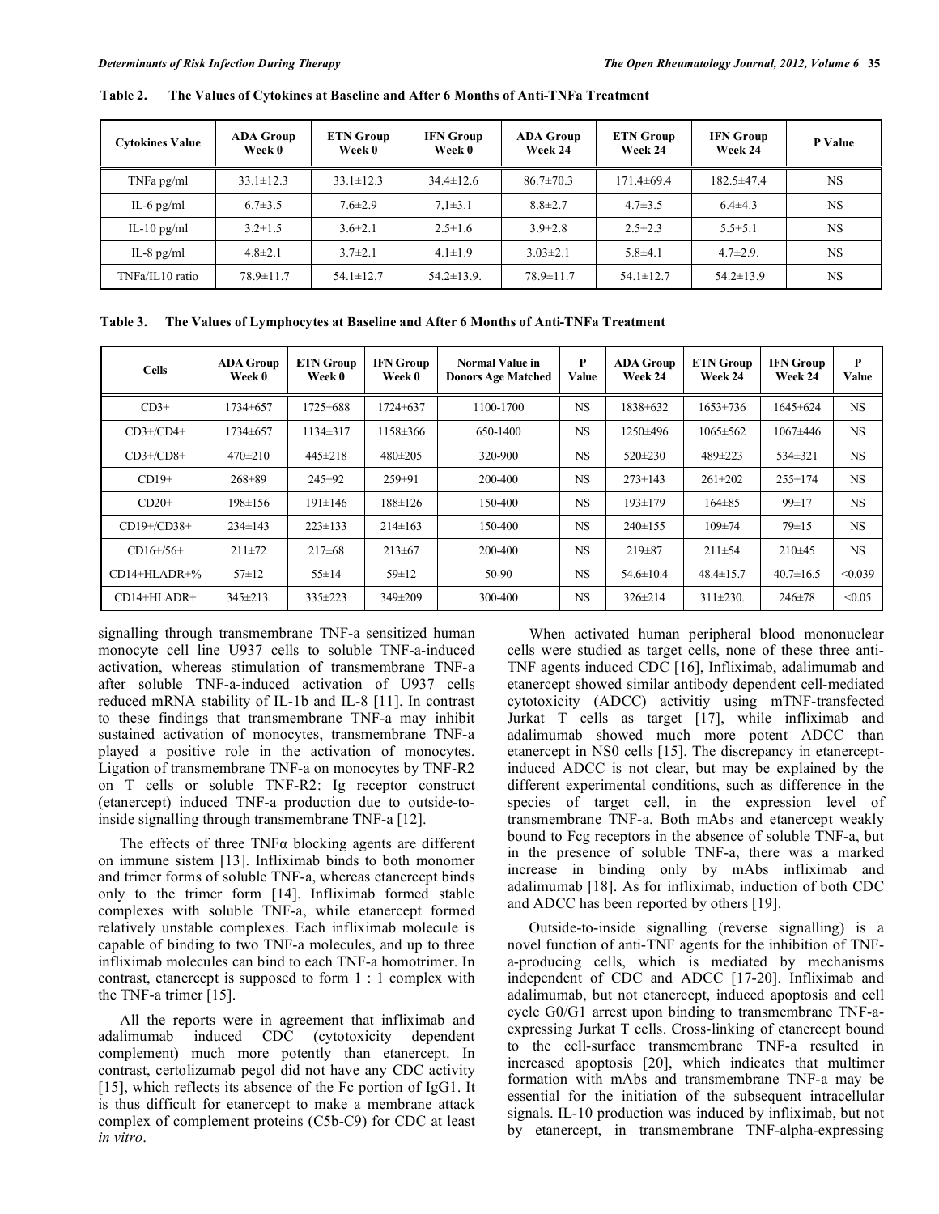**Table 2. The Values of Cytokines at Baseline and After 6 Months of Anti-TNFa Treatment**

| Cytokines Value | ADA Group Week 0 | ETN Group Week 0 | IFN Group Week 0 | ADA Group Week 24 | ETN Group Week 24 | IFN Group Week 24 | P Value |
|---|---|---|---|---|---|---|---|
| TNFa pg/ml | 33.1±12.3 | 33.1±12.3 | 34.4±12.6 | 86.7±70.3 | 171.4±69.4 | 182.5±47.4 | NS |
| IL-6 pg/ml | 6.7±3.5 | 7.6±2.9 | 7,1±3.1 | 8.8±2.7 | 4.7±3.5 | 6.4±4.3 | NS |
| IL-10 pg/ml | 3.2±1.5 | 3.6±2.1 | 2.5±1.6 | 3.9±2.8 | 2.5±2.3 | 5.5±5.1 | NS |
| IL-8 pg/ml | 4.8±2.1 | 3.7±2.1 | 4.1±1.9 | 3.03±2.1 | 5.8±4.1 | 4.7±2.9. | NS |
| TNFa/IL10 ratio | 78.9±11.7 | 54.1±12.7 | 54.2±13.9. | 78.9±11.7 | 54.1±12.7 | 54.2±13.9 | NS |

**Table 3. The Values of Lymphocytes at Baseline and After 6 Months of Anti-TNFa Treatment**

| Cells | ADA Group Week 0 | ETN Group Week 0 | IFN Group Week 0 | Normal Value in Donors Age Matched | P Value | ADA Group Week 24 | ETN Group Week 24 | IFN Group Week 24 | P Value |
|---|---|---|---|---|---|---|---|---|---|
| CD3+ | 1734±657 | 1725±688 | 1724±637 | 1100-1700 | NS | 1838±632 | 1653±736 | 1645±624 | NS |
| CD3+/CD4+ | 1734±657 | 1134±317 | 1158±366 | 650-1400 | NS | 1250±496 | 1065±562 | 1067±446 | NS |
| CD3+/CD8+ | 470±210 | 445±218 | 480±205 | 320-900 | NS | 520±230 | 489±223 | 534±321 | NS |
| CD19+ | 268±89 | 245±92 | 259±91 | 200-400 | NS | 273±143 | 261±202 | 255±174 | NS |
| CD20+ | 198±156 | 191±146 | 188±126 | 150-400 | NS | 193±179 | 164±85 | 99±17 | NS |
| CD19+/CD38+ | 234±143 | 223±133 | 214±163 | 150-400 | NS | 240±155 | 109±74 | 79±15 | NS |
| CD16+/56+ | 211±72 | 217±68 | 213±67 | 200-400 | NS | 219±87 | 211±54 | 210±45 | NS |
| CD14+HLADR+% | 57±12 | 55±14 | 59±12 | 50-90 | NS | 54.6±10.4 | 48.4±15.7 | 40.7±16.5 | <0.039 |
| CD14+HLADR+ | 345±213. | 335±223 | 349±209 | 300-400 | NS | 326±214 | 311±230. | 246±78 | <0.05 |

signalling through transmembrane TNF-a sensitized human monocyte cell line U937 cells to soluble TNF-a-induced activation, whereas stimulation of transmembrane TNF-a after soluble TNF-a-induced activation of U937 cells reduced mRNA stability of IL-1b and IL-8 [11]. In contrast to these findings that transmembrane TNF-a may inhibit sustained activation of monocytes, transmembrane TNF-a played a positive role in the activation of monocytes. Ligation of transmembrane TNF-a on monocytes by TNF-R2 on T cells or soluble TNF-R2: Ig receptor construct (etanercept) induced TNF-a production due to outside-to-inside signalling through transmembrane TNF-a [12].

The effects of three TNFα blocking agents are different on immune sistem [13]. Infliximab binds to both monomer and trimer forms of soluble TNF-a, whereas etanercept binds only to the trimer form [14]. Infliximab formed stable complexes with soluble TNF-a, while etanercept formed relatively unstable complexes. Each infliximab molecule is capable of binding to two TNF-a molecules, and up to three infliximab molecules can bind to each TNF-a homotrimer. In contrast, etanercept is supposed to form 1 : 1 complex with the TNF-a trimer [15].

All the reports were in agreement that infliximab and adalimumab induced CDC (cytotoxicity dependent complement) much more potently than etanercept. In contrast, certolizumab pegol did not have any CDC activity [15], which reflects its absence of the Fc portion of IgG1. It is thus difficult for etanercept to make a membrane attack complex of complement proteins (C5b-C9) for CDC at least *in vitro*.

When activated human peripheral blood mononuclear cells were studied as target cells, none of these three anti-TNF agents induced CDC [16], Infliximab, adalimumab and etanercept showed similar antibody dependent cell-mediated cytotoxicity (ADCC) activitiy using mTNF-transfected Jurkat T cells as target [17], while infliximab and adalimumab showed much more potent ADCC than etanercept in NS0 cells [15]. The discrepancy in etanercept-induced ADCC is not clear, but may be explained by the different experimental conditions, such as difference in the species of target cell, in the expression level of transmembrane TNF-a. Both mAbs and etanercept weakly bound to Fcg receptors in the absence of soluble TNF-a, but in the presence of soluble TNF-a, there was a marked increase in binding only by mAbs infliximab and adalimumab [18]. As for infliximab, induction of both CDC and ADCC has been reported by others [19].

Outside-to-inside signalling (reverse signalling) is a novel function of anti-TNF agents for the inhibition of TNF-a-producing cells, which is mediated by mechanisms independent of CDC and ADCC [17-20]. Infliximab and adalimumab, but not etanercept, induced apoptosis and cell cycle G0/G1 arrest upon binding to transmembrane TNF-a-expressing Jurkat T cells. Cross-linking of etanercept bound to the cell-surface transmembrane TNF-a resulted in increased apoptosis [20], which indicates that multimer formation with mAbs and transmembrane TNF-a may be essential for the initiation of the subsequent intracellular signals. IL-10 production was induced by infliximab, but not by etanercept, in transmembrane TNF-alpha-expressing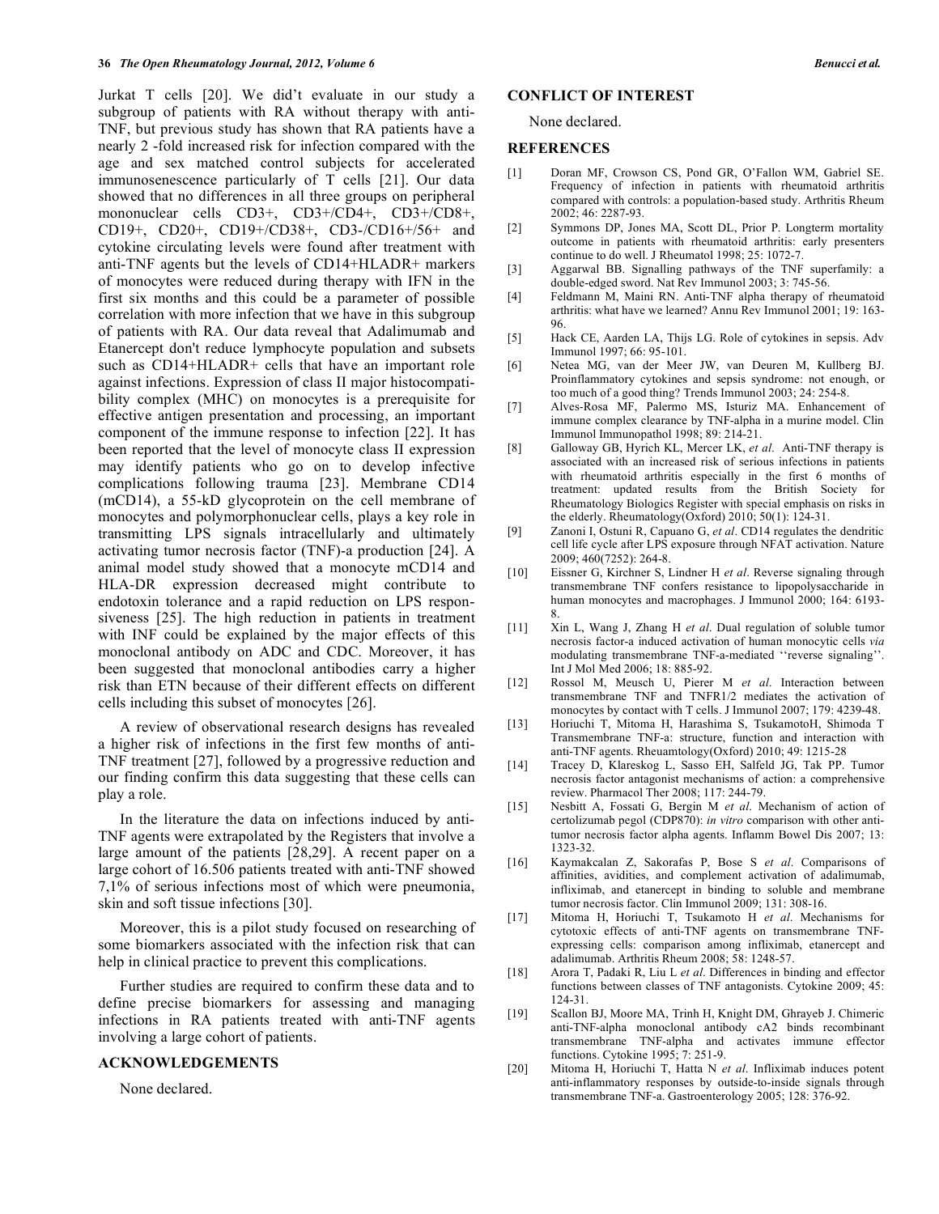Jurkat T cells [20]. We did't evaluate in our study a subgroup of patients with RA without therapy with anti-TNF, but previous study has shown that RA patients have a nearly 2 -fold increased risk for infection compared with the age and sex matched control subjects for accelerated immunosenescence particularly of T cells [21]. Our data showed that no differences in all three groups on peripheral mononuclear cells CD3+, CD3+/CD4+, CD3+/CD8+, CD19+, CD20+, CD19+/CD38+, CD3-/CD16+/56+ and cytokine circulating levels were found after treatment with anti-TNF agents but the levels of CD14+HLADR+ markers of monocytes were reduced during therapy with IFN in the first six months and this could be a parameter of possible correlation with more infection that we have in this subgroup of patients with RA. Our data reveal that Adalimumab and Etanercept don't reduce lymphocyte population and subsets such as CD14+HLADR+ cells that have an important role against infections. Expression of class II major histocompatibility complex (MHC) on monocytes is a prerequisite for effective antigen presentation and processing, an important component of the immune response to infection [22]. It has been reported that the level of monocyte class II expression may identify patients who go on to develop infective complications following trauma [23]. Membrane CD14 (mCD14), a 55-kD glycoprotein on the cell membrane of monocytes and polymorphonuclear cells, plays a key role in transmitting LPS signals intracellularly and ultimately activating tumor necrosis factor (TNF)-a production [24]. A animal model study showed that a monocyte mCD14 and HLA-DR expression decreased might contribute to endotoxin tolerance and a rapid reduction on LPS responsiveness [25]. The high reduction in patients in treatment with INF could be explained by the major effects of this monoclonal antibody on ADC and CDC. Moreover, it has been suggested that monoclonal antibodies carry a higher risk than ETN because of their different effects on different cells including this subset of monocytes [26].

A review of observational research designs has revealed a higher risk of infections in the first few months of anti-TNF treatment [27], followed by a progressive reduction and our finding confirm this data suggesting that these cells can play a role.

In the literature the data on infections induced by anti-TNF agents were extrapolated by the Registers that involve a large amount of the patients [28,29]. A recent paper on a large cohort of 16.506 patients treated with anti-TNF showed 7,1% of serious infections most of which were pneumonia, skin and soft tissue infections [30].

Moreover, this is a pilot study focused on researching of some biomarkers associated with the infection risk that can help in clinical practice to prevent this complications.

Further studies are required to confirm these data and to define precise biomarkers for assessing and managing infections in RA patients treated with anti-TNF agents involving a large cohort of patients.

## ACKNOWLEDGEMENTS

None declared.

## CONFLICT OF INTEREST

None declared.

## REFERENCES

[1] Doran MF, Crowson CS, Pond GR, O'Fallon WM, Gabriel SE. Frequency of infection in patients with rheumatoid arthritis compared with controls: a population-based study. Arthritis Rheum 2002; 46: 2287-93.

[2] Symmons DP, Jones MA, Scott DL, Prior P. Longterm mortality outcome in patients with rheumatoid arthritis: early presenters continue to do well. J Rheumatol 1998; 25: 1072-7.

[3] Aggarwal BB. Signalling pathways of the TNF superfamily: a double-edged sword. Nat Rev Immunol 2003; 3: 745-56.

[4] Feldmann M, Maini RN. Anti-TNF alpha therapy of rheumatoid arthritis: what have we learned? Annu Rev Immunol 2001; 19: 163-96.

[5] Hack CE, Aarden LA, Thijs LG. Role of cytokines in sepsis. Adv Immunol 1997; 66: 95-101.

[6] Netea MG, van der Meer JW, van Deuren M, Kullberg BJ. Proinflammatory cytokines and sepsis syndrome: not enough, or too much of a good thing? Trends Immunol 2003; 24: 254-8.

[7] Alves-Rosa MF, Palermo MS, Isturiz MA. Enhancement of immune complex clearance by TNF-alpha in a murine model. Clin Immunol Immunopathol 1998; 89: 214-21.

[8] Galloway GB, Hyrich KL, Mercer LK, *et al*. Anti-TNF therapy is associated with an increased risk of serious infections in patients with rheumatoid arthritis especially in the first 6 months of treatment: updated results from the British Society for Rheumatology Biologics Register with special emphasis on risks in the elderly. Rheumatology(Oxford) 2010; 50(1): 124-31.

[9] Zanoni I, Ostuni R, Capuano G, *et al*. CD14 regulates the dendritic cell life cycle after LPS exposure through NFAT activation. Nature 2009; 460(7252): 264-8.

[10] Eissner G, Kirchner S, Lindner H *et al*. Reverse signaling through transmembrane TNF confers resistance to lipopolysaccharide in human monocytes and macrophages. J Immunol 2000; 164: 6193-8.

[11] Xin L, Wang J, Zhang H *et al*. Dual regulation of soluble tumor necrosis factor-a induced activation of human monocytic cells *via* modulating transmembrane TNF-a-mediated ''reverse signaling''. Int J Mol Med 2006; 18: 885-92.

[12] Rossol M, Meusch U, Pierer M *et al*. Interaction between transmembrane TNF and TNFR1/2 mediates the activation of monocytes by contact with T cells. J Immunol 2007; 179: 4239-48.

[13] Horiuchi T, Mitoma H, Harashima S, TsukamotoH, Shimoda T Transmembrane TNF-a: structure, function and interaction with anti-TNF agents. Rheuamtology(Oxford) 2010; 49: 1215-28

[14] Tracey D, Klareskog L, Sasso EH, Salfeld JG, Tak PP. Tumor necrosis factor antagonist mechanisms of action: a comprehensive review. Pharmacol Ther 2008; 117: 244-79.

[15] Nesbitt A, Fossati G, Bergin M *et al*. Mechanism of action of certolizumab pegol (CDP870): *in vitro* comparison with other anti-tumor necrosis factor alpha agents. Inflamm Bowel Dis 2007; 13: 1323-32.

[16] Kaymakcalan Z, Sakorafas P, Bose S *et al*. Comparisons of affinities, avidities, and complement activation of adalimumab, infliximab, and etanercept in binding to soluble and membrane tumor necrosis factor. Clin Immunol 2009; 131: 308-16.

[17] Mitoma H, Horiuchi T, Tsukamoto H *et al*. Mechanisms for cytotoxic effects of anti-TNF agents on transmembrane TNF-expressing cells: comparison among infliximab, etanercept and adalimumab. Arthritis Rheum 2008; 58: 1248-57.

[18] Arora T, Padaki R, Liu L *et al*. Differences in binding and effector functions between classes of TNF antagonists. Cytokine 2009; 45: 124-31.

[19] Scallon BJ, Moore MA, Trinh H, Knight DM, Ghrayeb J. Chimeric anti-TNF-alpha monoclonal antibody cA2 binds recombinant transmembrane TNF-alpha and activates immune effector functions. Cytokine 1995; 7: 251-9.

[20] Mitoma H, Horiuchi T, Hatta N *et al*. Infliximab induces potent anti-inflammatory responses by outside-to-inside signals through transmembrane TNF-a. Gastroenterology 2005; 128: 376-92.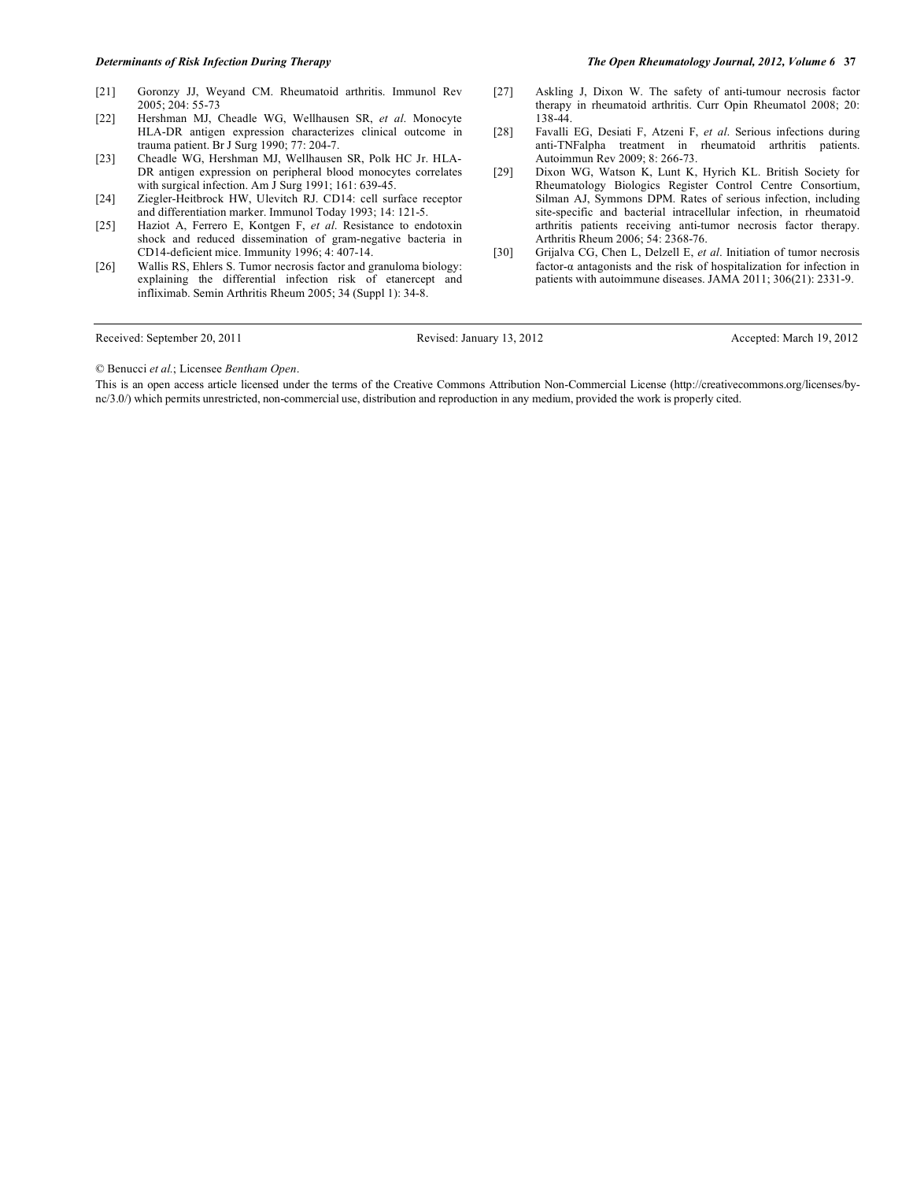[21] Goronzy JJ, Weyand CM. Rheumatoid arthritis. Immunol Rev 2005; 204: 55-73

[22] Hershman MJ, Cheadle WG, Wellhausen SR, *et al*. Monocyte HLA-DR antigen expression characterizes clinical outcome in trauma patient. Br J Surg 1990; 77: 204-7.

[23] Cheadle WG, Hershman MJ, Wellhausen SR, Polk HC Jr. HLA-DR antigen expression on peripheral blood monocytes correlates with surgical infection. Am J Surg 1991; 161: 639-45.

[24] Ziegler-Heitbrock HW, Ulevitch RJ. CD14: cell surface receptor and differentiation marker. Immunol Today 1993; 14: 121-5.

[25] Haziot A, Ferrero E, Kontgen F, *et al*. Resistance to endotoxin shock and reduced dissemination of gram-negative bacteria in CD14-deficient mice. Immunity 1996; 4: 407-14.

[26] Wallis RS, Ehlers S. Tumor necrosis factor and granuloma biology: explaining the differential infection risk of etanercept and infliximab. Semin Arthritis Rheum 2005; 34 (Suppl 1): 34-8.

[27] Askling J, Dixon W. The safety of anti-tumour necrosis factor therapy in rheumatoid arthritis. Curr Opin Rheumatol 2008; 20: 138-44.

[28] Favalli EG, Desiati F, Atzeni F, *et al*. Serious infections during anti-TNFalpha treatment in rheumatoid arthritis patients. Autoimmun Rev 2009; 8: 266-73.

[29] Dixon WG, Watson K, Lunt K, Hyrich KL. British Society for Rheumatology Biologics Register Control Centre Consortium, Silman AJ, Symmons DPM. Rates of serious infection, including site-specific and bacterial intracellular infection, in rheumatoid arthritis patients receiving anti-tumor necrosis factor therapy. Arthritis Rheum 2006; 54: 2368-76.

[30] Grijalva CG, Chen L, Delzell E, *et al*. Initiation of tumor necrosis factor-α antagonists and the risk of hospitalization for infection in patients with autoimmune diseases. JAMA 2011; 306(21): 2331-9.

---

Received: September 20, 2011 Revised: January 13, 2012 Accepted: March 19, 2012

© Benucci *et al*.; Licensee *Bentham Open*.

This is an open access article licensed under the terms of the Creative Commons Attribution Non-Commercial License (http://creativecommons.org/licenses/by-nc/3.0/) which permits unrestricted, non-commercial use, distribution and reproduction in any medium, provided the work is properly cited.